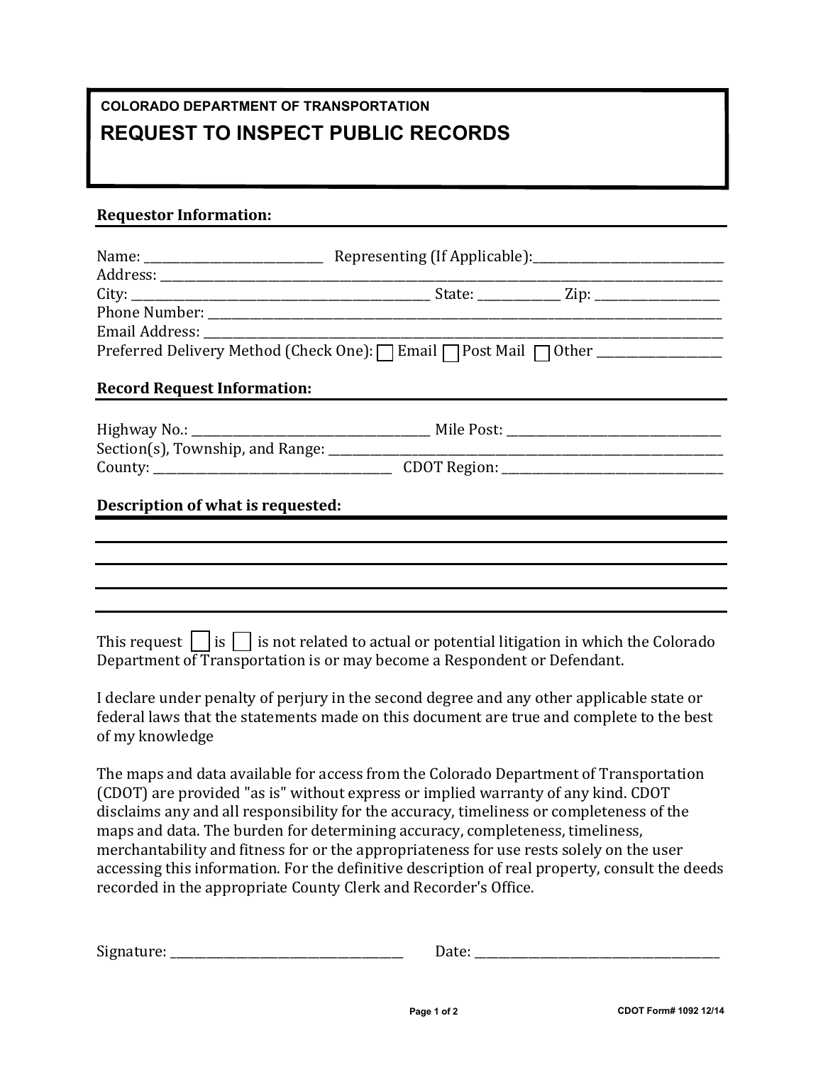COLORADO DEPARTMENT OF TRANSPORTATION

# REQUEST TO INSPECT PUBLIC RECORDS

## Requestor Information:

Name: ____________________________ Representing (If Applicable):_____________________________

Address: _________________________________________________________________________________

City: _____________________________________________ State: ____________ Zip: __________________

Phone Number: ____________________________________________________________________________

Email Address: ____________________________________________________________________________

Preferred Delivery Method (Check One): ☐ Email ☐ Post Mail ☐ Other ___________________

## Record Request Information:

Highway No.: ____________________________________ Mile Post: _________________________________

Section(s), Township, and Range: __________________________________________________________

County: _____________________________________ CDOT Region: _________________________________

## Description of what is requested:

_________________________________________________________________________________________

_________________________________________________________________________________________

_________________________________________________________________________________________

_________________________________________________________________________________________

This request ☐ is ☐ is not related to actual or potential litigation in which the Colorado Department of Transportation is or may become a Respondent or Defendant.

I declare under penalty of perjury in the second degree and any other applicable state or federal laws that the statements made on this document are true and complete to the best of my knowledge

The maps and data available for access from the Colorado Department of Transportation (CDOT) are provided "as is" without express or implied warranty of any kind. CDOT disclaims any and all responsibility for the accuracy, timeliness or completeness of the maps and data. The burden for determining accuracy, completeness, timeliness, merchantability and fitness for or the appropriateness for use rests solely on the user accessing this information. For the definitive description of real property, consult the deeds recorded in the appropriate County Clerk and Recorder's Office.

Signature: ____________________________________ Date: ________________________________________

CDOT Form# 1092 12/14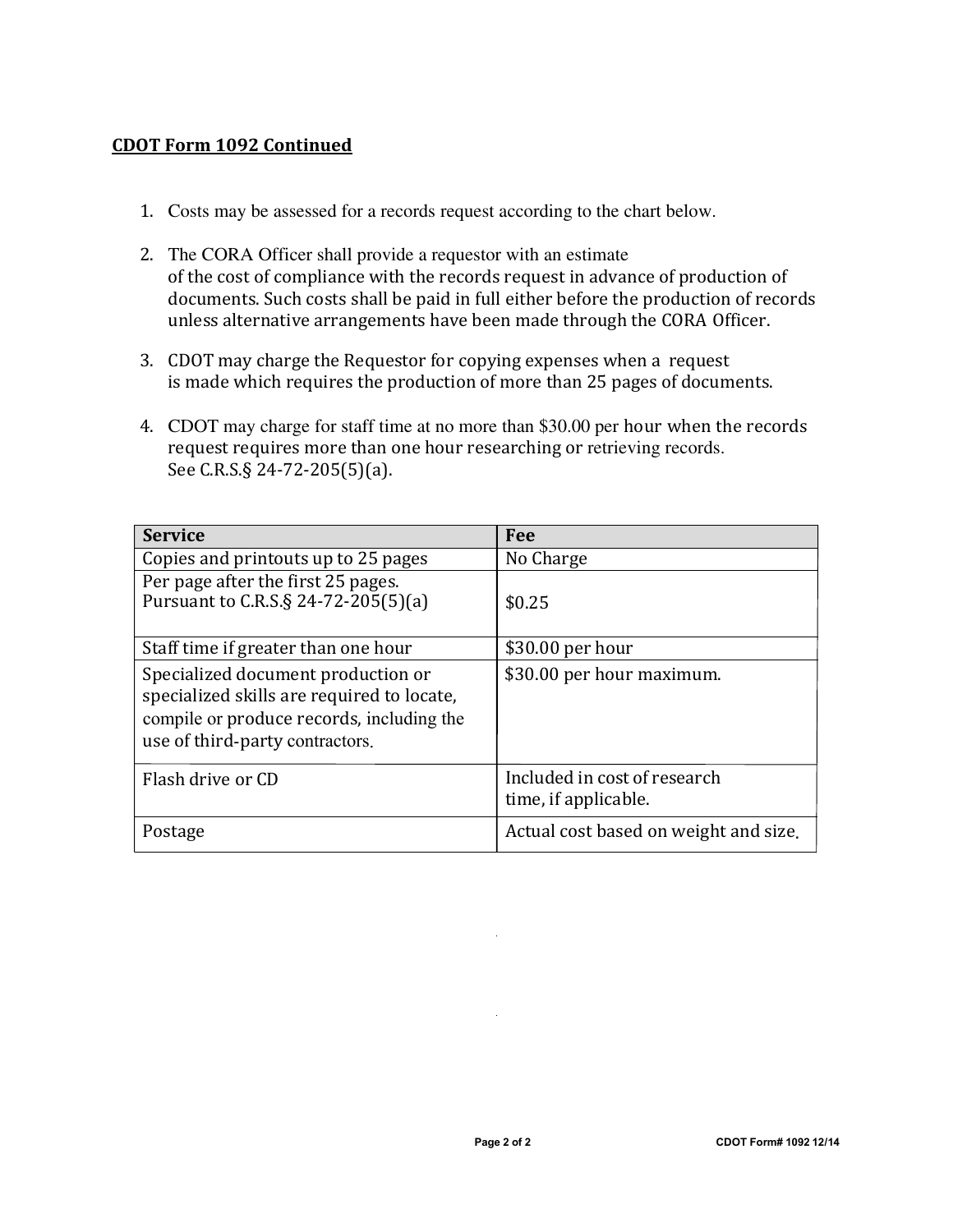**CDOT Form 1092 Continued**

1. Costs may be assessed for a records request according to the chart below.
2. The CORA Officer shall provide a requestor with an estimate of the cost of compliance with the records request in advance of production of documents. Such costs shall be paid in full either before the production of records unless alternative arrangements have been made through the CORA Officer.
3. CDOT may charge the Requestor for copying expenses when a request is made which requires the production of more than 25 pages of documents.
4. CDOT may charge for staff time at no more than $30.00 per hour when the records request requires more than one hour researching or retrieving records. See C.R.S.§ 24-72-205(5)(a).

| Service | Fee |
|---|---|
| Copies and printouts up to 25 pages | No Charge |
| Per page after the first 25 pages. Pursuant to C.R.S.§ 24-72-205(5)(a) | $0.25 |
| Staff time if greater than one hour | $30.00 per hour |
| Specialized document production or specialized skills are required to locate, compile or produce records, including the use of third-party contractors. | $30.00 per hour maximum. |
| Flash drive or CD | Included in cost of research time, if applicable. |
| Postage | Actual cost based on weight and size. |